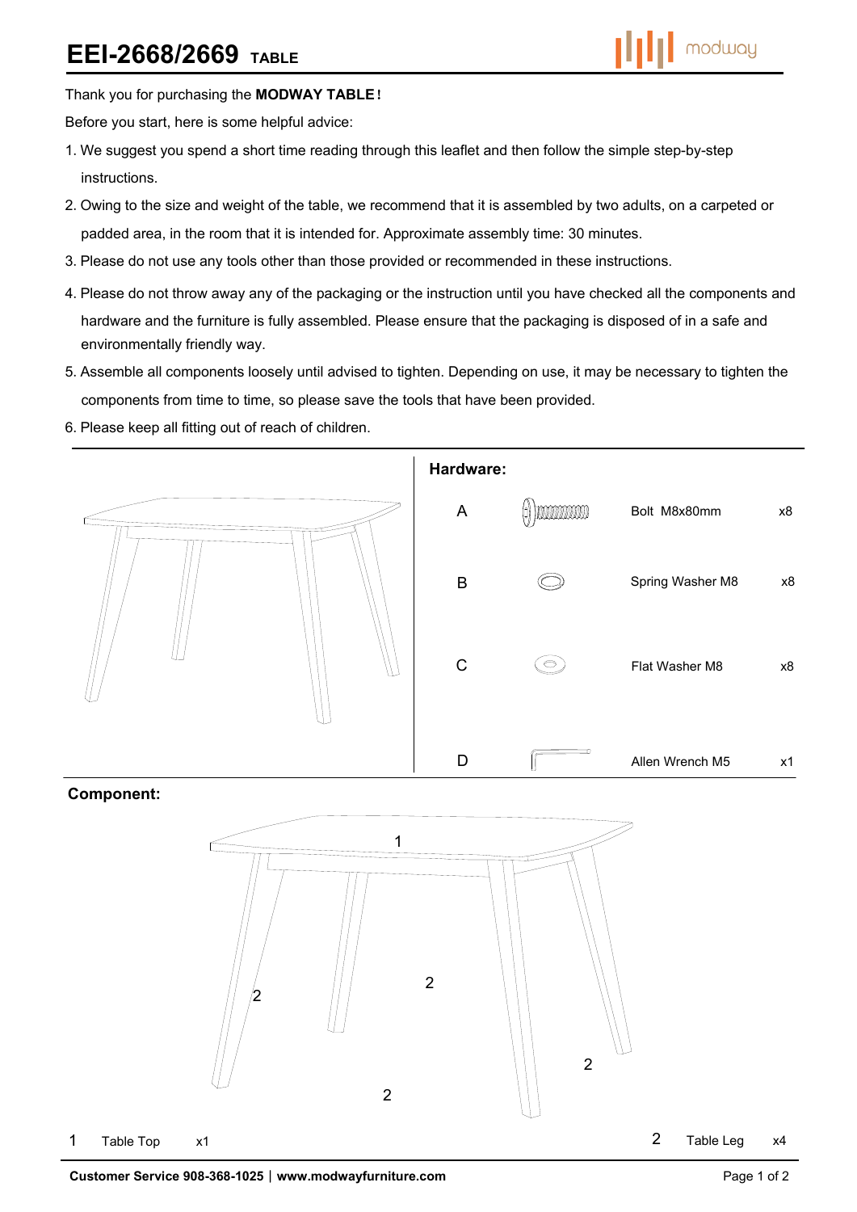# EEI-2668/2669 TABLE

Thank you for purchasing the **MODWAY TABLE!**

Before you start, here is some helpful advice:

1. We suggest you spend a short time reading through this leaflet and then follow the simple step-by-step instructions.
2. Owing to the size and weight of the table, we recommend that it is assembled by two adults, on a carpeted or padded area, in the room that it is intended for. Approximate assembly time: 30 minutes.
3. Please do not use any tools other than those provided or recommended in these instructions.
4. Please do not throw away any of the packaging or the instruction until you have checked all the components and hardware and the furniture is fully assembled. Please ensure that the packaging is disposed of in a safe and environmentally friendly way.
5. Assemble all components loosely until advised to tighten. Depending on use, it may be necessary to tighten the components from time to time, so please save the tools that have been provided.
6. Please keep all fitting out of reach of children.

**Hardware:**

| | Description | Qty |
|---|---|---|
| A | Bolt M8x80mm | x8 |
| B | Spring Washer M8 | x8 |
| C | Flat Washer M8 | x8 |
| D | Allen Wrench M5 | x1 |

**Component:**

| | Description | Qty |
|---|---|---|
| 1 | Table Top | x1 |
| 2 | Table Leg | x4 |

**Customer Service 908-368-1025 | www.modwayfurniture.com**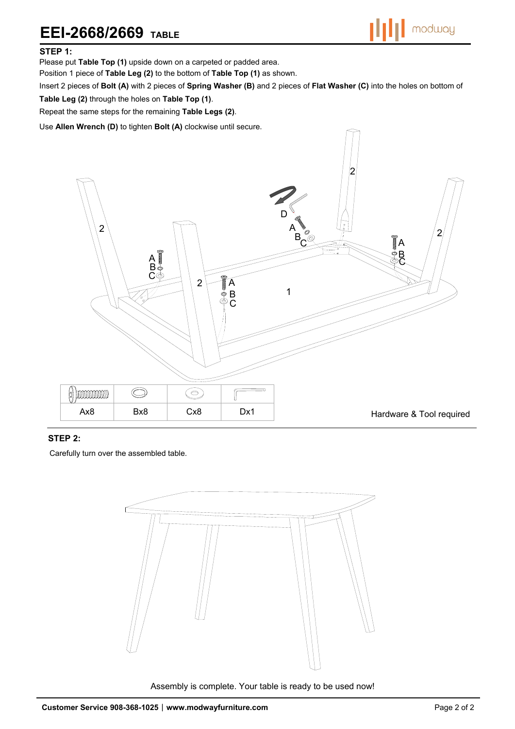# EEI-2668/2669 TABLE

### STEP 1:

Please put **Table Top (1)** upside down on a carpeted or padded area.

Position 1 piece of **Table Leg (2)** to the bottom of **Table Top (1)** as shown.

Insert 2 pieces of **Bolt (A)** with 2 pieces of **Spring Washer (B)** and 2 pieces of **Flat Washer (C)** into the holes on bottom of **Table Leg (2)** through the holes on **Table Top (1)**.

Repeat the same steps for the remaining **Table Legs (2)**.

Use **Allen Wrench (D)** to tighten **Bolt (A)** clockwise until secure.

| | | | |
|---|---|---|---|
| Ax8 | Bx8 | Cx8 | Dx1 |

Hardware & Tool required

### STEP 2:

Carefully turn over the assembled table.

Assembly is complete. Your table is ready to be used now!

**Customer Service 908-368-1025 | www.modwayfurniture.com**